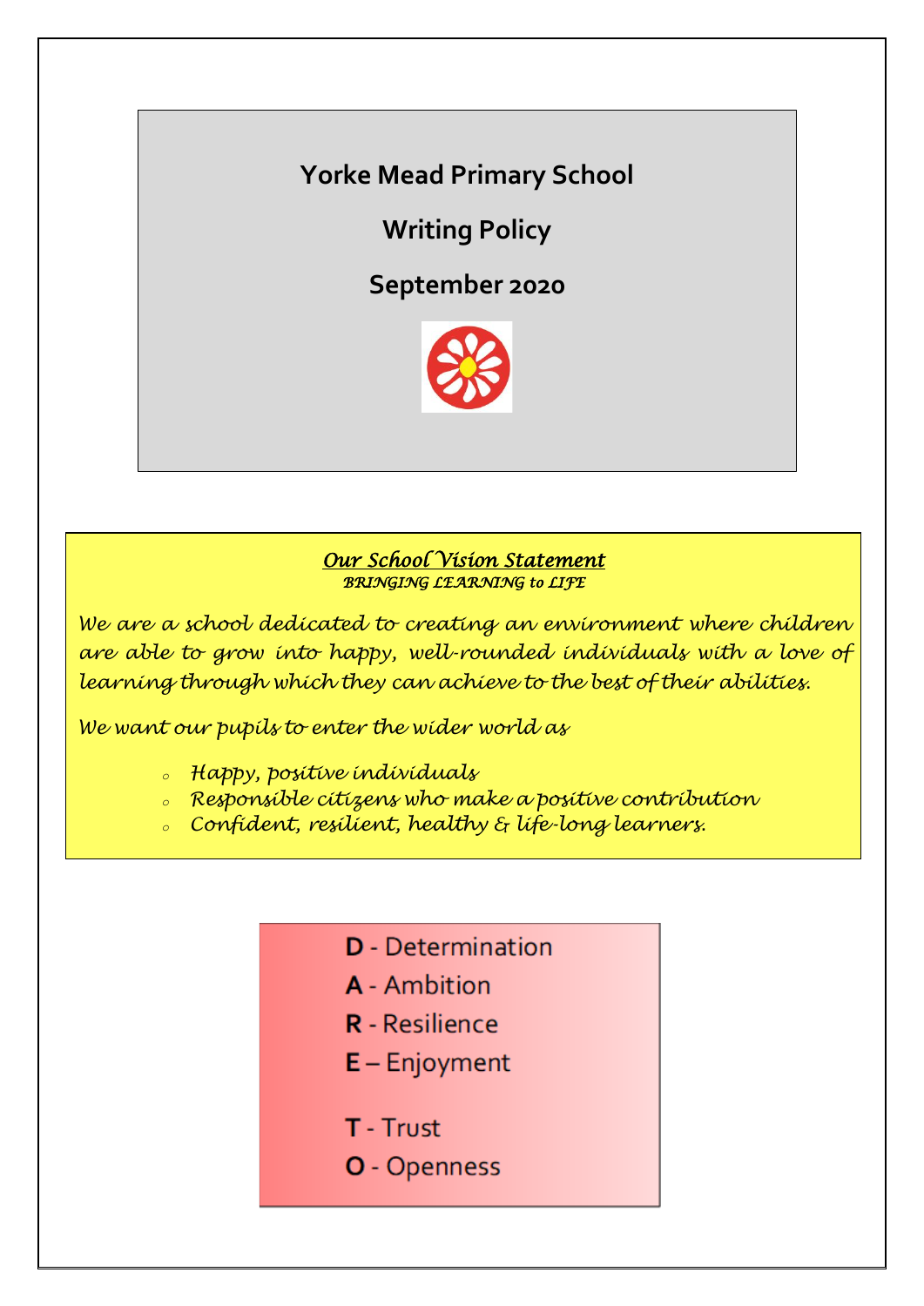# Yorke Mead Primary School

## Writing Policy

## September 2020

***Our School Vision Statement***

*BRINGING LEARNING to LIFE*

*We are a school dedicated to creating an environment where children are able to grow into happy, well-rounded individuals with a love of learning through which they can achieve to the best of their abilities.*

*We want our pupils to enter the wider world as*

- *Happy, positive individuals*
- *Responsible citizens who make a positive contribution*
- *Confident, resilient, healthy & life-long learners.*

**D** - Determination

**A** - Ambition

**R** - Resilience

**E** – Enjoyment

**T** - Trust

**O** - Openness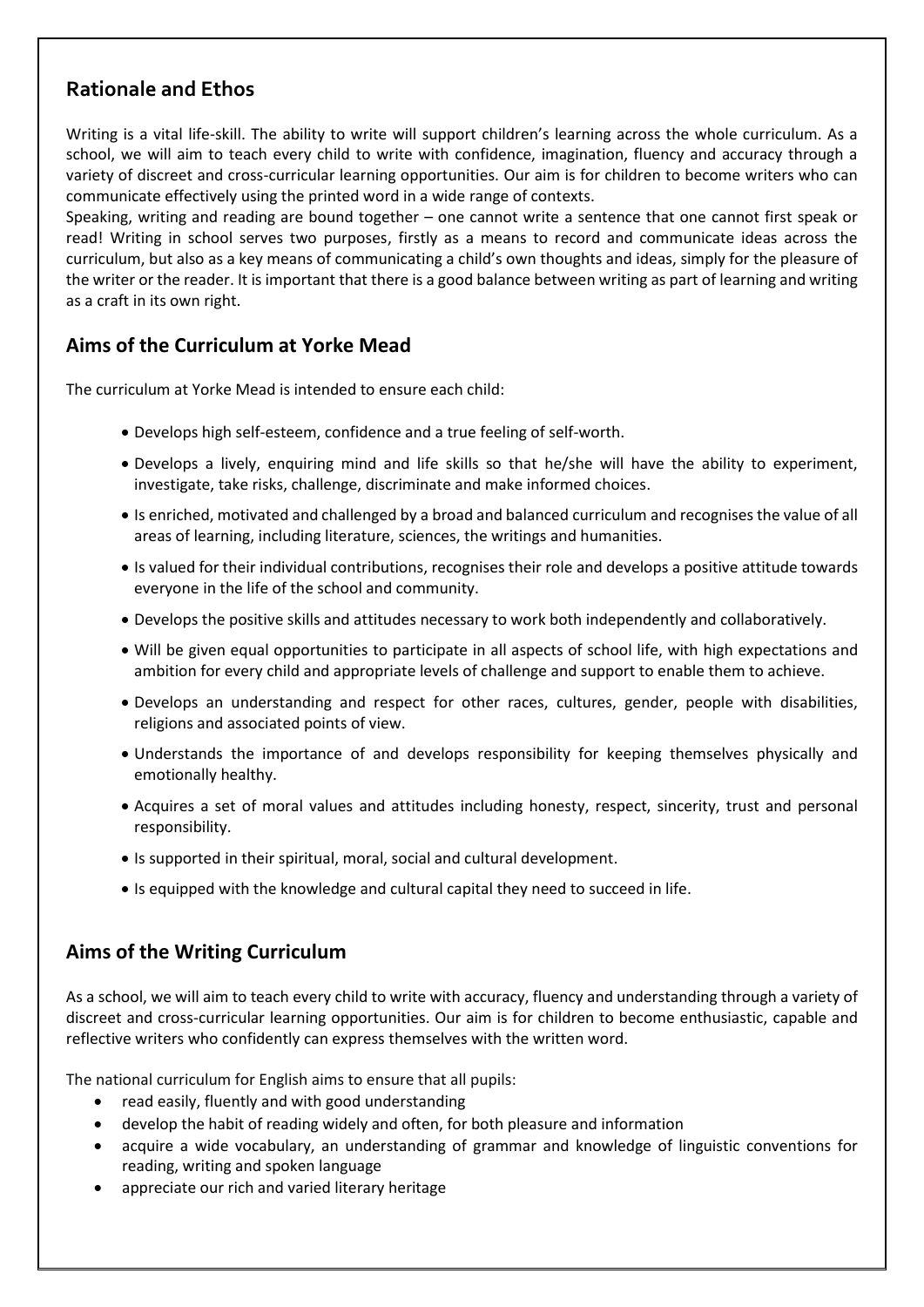## Rationale and Ethos

Writing is a vital life-skill. The ability to write will support children's learning across the whole curriculum. As a school, we will aim to teach every child to write with confidence, imagination, fluency and accuracy through a variety of discreet and cross-curricular learning opportunities. Our aim is for children to become writers who can communicate effectively using the printed word in a wide range of contexts.

Speaking, writing and reading are bound together – one cannot write a sentence that one cannot first speak or read! Writing in school serves two purposes, firstly as a means to record and communicate ideas across the curriculum, but also as a key means of communicating a child's own thoughts and ideas, simply for the pleasure of the writer or the reader. It is important that there is a good balance between writing as part of learning and writing as a craft in its own right.

## Aims of the Curriculum at Yorke Mead

The curriculum at Yorke Mead is intended to ensure each child:

- Develops high self-esteem, confidence and a true feeling of self-worth.
- Develops a lively, enquiring mind and life skills so that he/she will have the ability to experiment, investigate, take risks, challenge, discriminate and make informed choices.
- Is enriched, motivated and challenged by a broad and balanced curriculum and recognises the value of all areas of learning, including literature, sciences, the writings and humanities.
- Is valued for their individual contributions, recognises their role and develops a positive attitude towards everyone in the life of the school and community.
- Develops the positive skills and attitudes necessary to work both independently and collaboratively.
- Will be given equal opportunities to participate in all aspects of school life, with high expectations and ambition for every child and appropriate levels of challenge and support to enable them to achieve.
- Develops an understanding and respect for other races, cultures, gender, people with disabilities, religions and associated points of view.
- Understands the importance of and develops responsibility for keeping themselves physically and emotionally healthy.
- Acquires a set of moral values and attitudes including honesty, respect, sincerity, trust and personal responsibility.
- Is supported in their spiritual, moral, social and cultural development.
- Is equipped with the knowledge and cultural capital they need to succeed in life.

## Aims of the Writing Curriculum

As a school, we will aim to teach every child to write with accuracy, fluency and understanding through a variety of discreet and cross-curricular learning opportunities. Our aim is for children to become enthusiastic, capable and reflective writers who confidently can express themselves with the written word.

The national curriculum for English aims to ensure that all pupils:

- read easily, fluently and with good understanding
- develop the habit of reading widely and often, for both pleasure and information
- acquire a wide vocabulary, an understanding of grammar and knowledge of linguistic conventions for reading, writing and spoken language
- appreciate our rich and varied literary heritage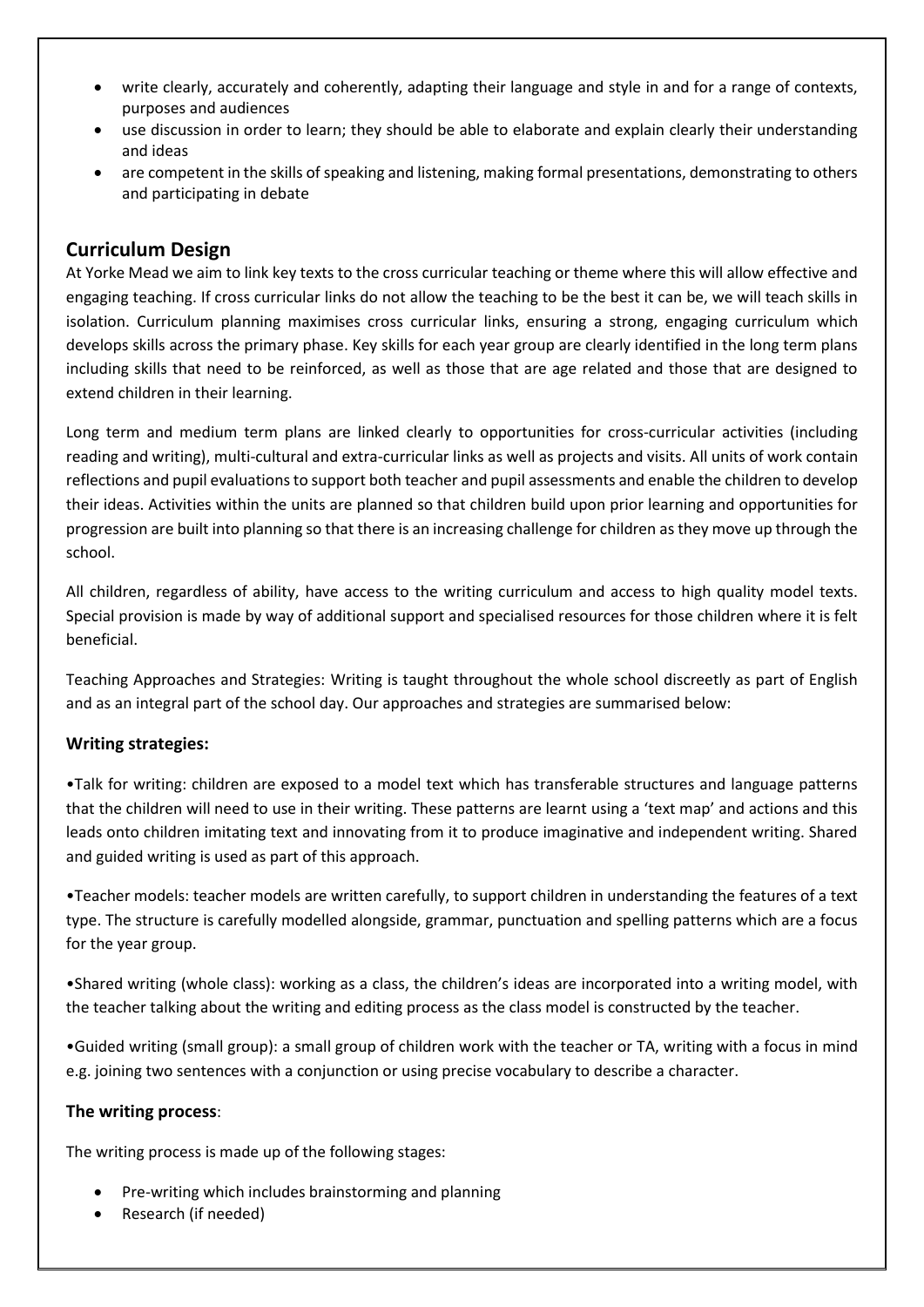- write clearly, accurately and coherently, adapting their language and style in and for a range of contexts, purposes and audiences
- use discussion in order to learn; they should be able to elaborate and explain clearly their understanding and ideas
- are competent in the skills of speaking and listening, making formal presentations, demonstrating to others and participating in debate

## Curriculum Design

At Yorke Mead we aim to link key texts to the cross curricular teaching or theme where this will allow effective and engaging teaching. If cross curricular links do not allow the teaching to be the best it can be, we will teach skills in isolation. Curriculum planning maximises cross curricular links, ensuring a strong, engaging curriculum which develops skills across the primary phase. Key skills for each year group are clearly identified in the long term plans including skills that need to be reinforced, as well as those that are age related and those that are designed to extend children in their learning.

Long term and medium term plans are linked clearly to opportunities for cross-curricular activities (including reading and writing), multi-cultural and extra-curricular links as well as projects and visits. All units of work contain reflections and pupil evaluations to support both teacher and pupil assessments and enable the children to develop their ideas. Activities within the units are planned so that children build upon prior learning and opportunities for progression are built into planning so that there is an increasing challenge for children as they move up through the school.

All children, regardless of ability, have access to the writing curriculum and access to high quality model texts. Special provision is made by way of additional support and specialised resources for those children where it is felt beneficial.

Teaching Approaches and Strategies: Writing is taught throughout the whole school discreetly as part of English and as an integral part of the school day. Our approaches and strategies are summarised below:

### Writing strategies:

•Talk for writing: children are exposed to a model text which has transferable structures and language patterns that the children will need to use in their writing. These patterns are learnt using a 'text map' and actions and this leads onto children imitating text and innovating from it to produce imaginative and independent writing. Shared and guided writing is used as part of this approach.

•Teacher models: teacher models are written carefully, to support children in understanding the features of a text type. The structure is carefully modelled alongside, grammar, punctuation and spelling patterns which are a focus for the year group.

•Shared writing (whole class): working as a class, the children's ideas are incorporated into a writing model, with the teacher talking about the writing and editing process as the class model is constructed by the teacher.

•Guided writing (small group): a small group of children work with the teacher or TA, writing with a focus in mind e.g. joining two sentences with a conjunction or using precise vocabulary to describe a character.

### **The writing process**:

The writing process is made up of the following stages:

- Pre-writing which includes brainstorming and planning
- Research (if needed)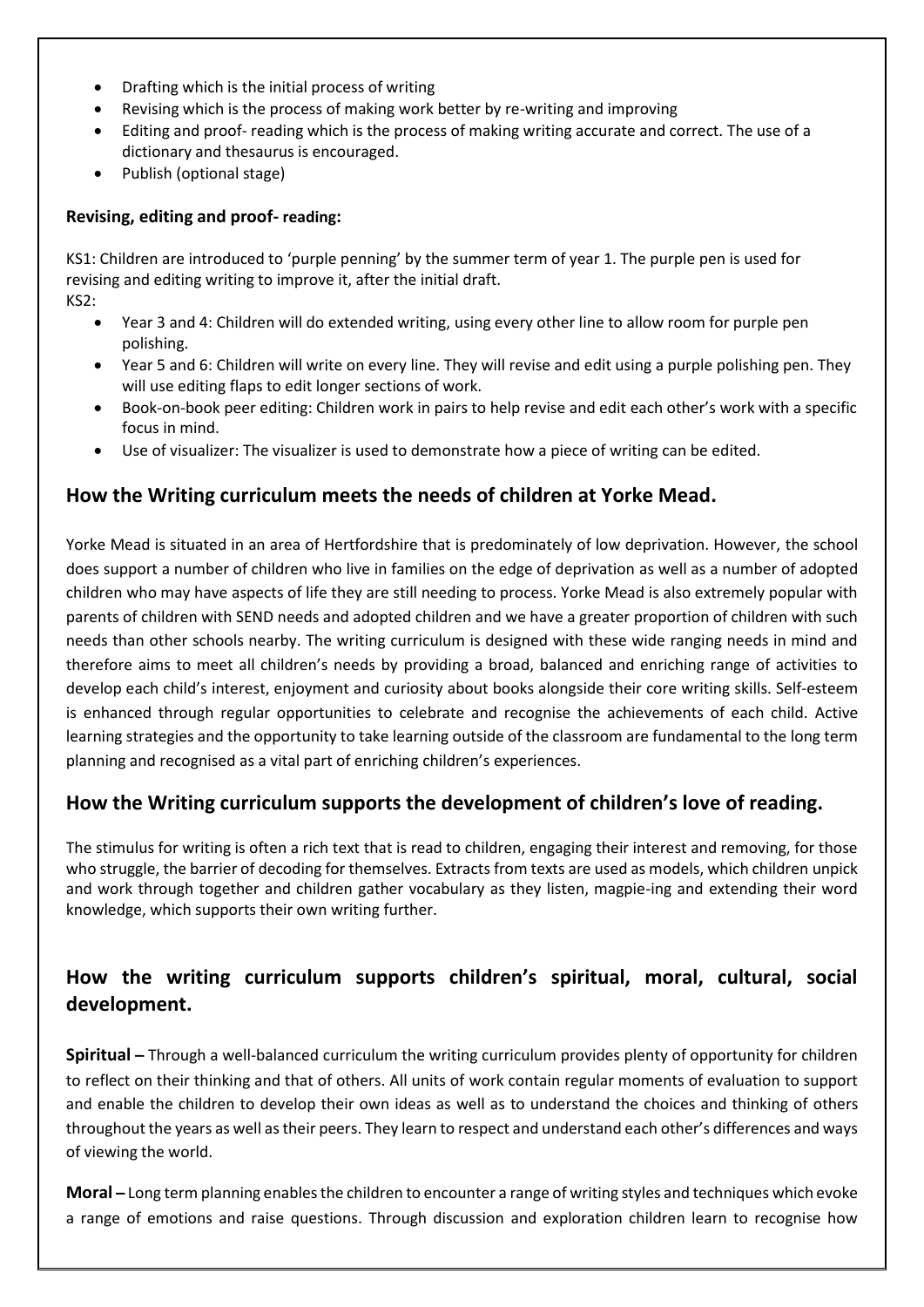- Drafting which is the initial process of writing
- Revising which is the process of making work better by re-writing and improving
- Editing and proof- reading which is the process of making writing accurate and correct. The use of a dictionary and thesaurus is encouraged.
- Publish (optional stage)

**Revising, editing and proof- reading:**

KS1: Children are introduced to 'purple penning' by the summer term of year 1. The purple pen is used for revising and editing writing to improve it, after the initial draft.

KS2:

- Year 3 and 4: Children will do extended writing, using every other line to allow room for purple pen polishing.
- Year 5 and 6: Children will write on every line. They will revise and edit using a purple polishing pen. They will use editing flaps to edit longer sections of work.
- Book-on-book peer editing: Children work in pairs to help revise and edit each other's work with a specific focus in mind.
- Use of visualizer: The visualizer is used to demonstrate how a piece of writing can be edited.

## How the Writing curriculum meets the needs of children at Yorke Mead.

Yorke Mead is situated in an area of Hertfordshire that is predominately of low deprivation. However, the school does support a number of children who live in families on the edge of deprivation as well as a number of adopted children who may have aspects of life they are still needing to process. Yorke Mead is also extremely popular with parents of children with SEND needs and adopted children and we have a greater proportion of children with such needs than other schools nearby. The writing curriculum is designed with these wide ranging needs in mind and therefore aims to meet all children's needs by providing a broad, balanced and enriching range of activities to develop each child's interest, enjoyment and curiosity about books alongside their core writing skills. Self-esteem is enhanced through regular opportunities to celebrate and recognise the achievements of each child. Active learning strategies and the opportunity to take learning outside of the classroom are fundamental to the long term planning and recognised as a vital part of enriching children's experiences.

## How the Writing curriculum supports the development of children's love of reading.

The stimulus for writing is often a rich text that is read to children, engaging their interest and removing, for those who struggle, the barrier of decoding for themselves. Extracts from texts are used as models, which children unpick and work through together and children gather vocabulary as they listen, magpie-ing and extending their word knowledge, which supports their own writing further.

## How the writing curriculum supports children's spiritual, moral, cultural, social development.

**Spiritual –** Through a well-balanced curriculum the writing curriculum provides plenty of opportunity for children to reflect on their thinking and that of others. All units of work contain regular moments of evaluation to support and enable the children to develop their own ideas as well as to understand the choices and thinking of others throughout the years as well as their peers. They learn to respect and understand each other's differences and ways of viewing the world.

**Moral –** Long term planning enables the children to encounter a range of writing styles and techniques which evoke a range of emotions and raise questions. Through discussion and exploration children learn to recognise how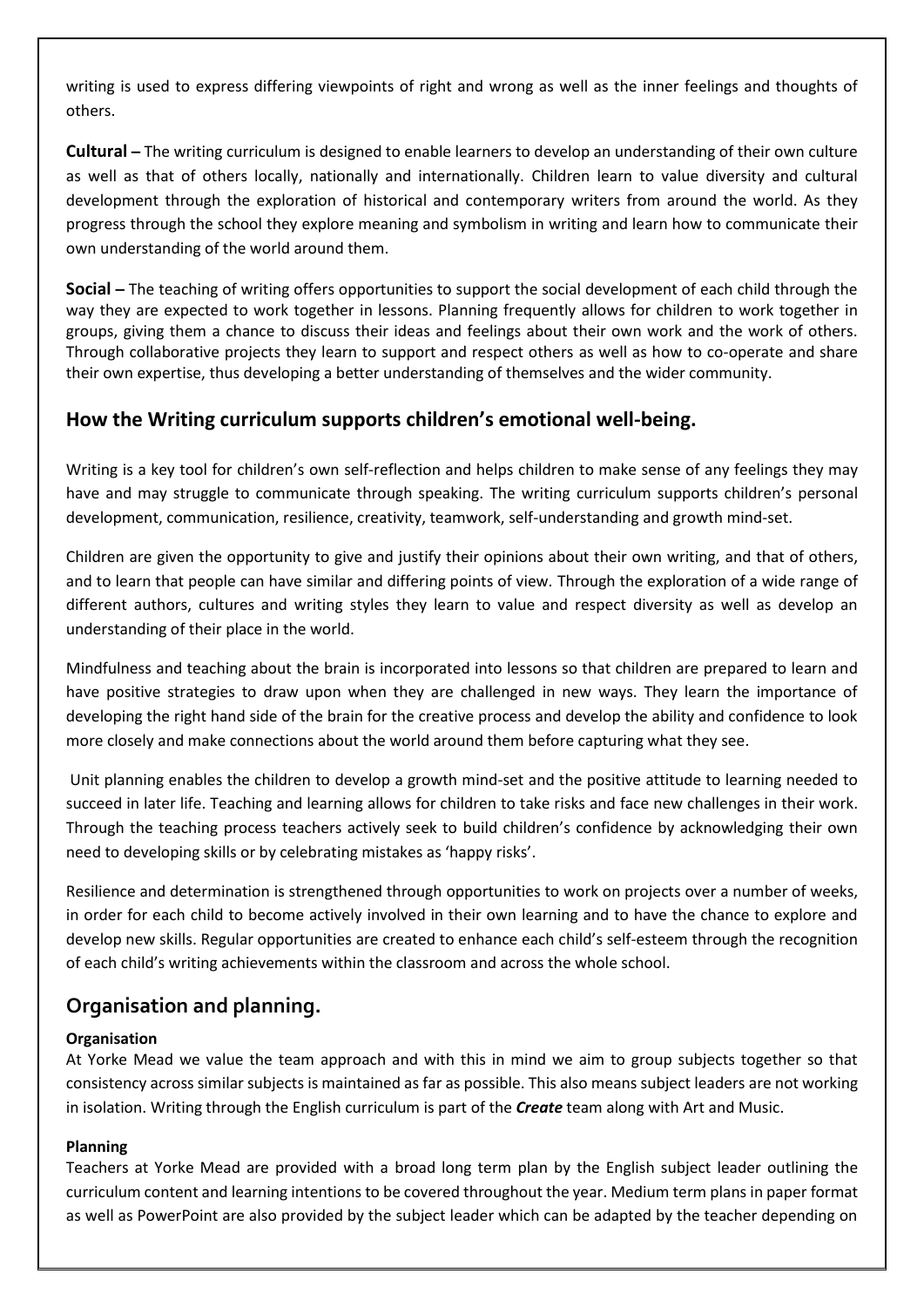writing is used to express differing viewpoints of right and wrong as well as the inner feelings and thoughts of others.

**Cultural –** The writing curriculum is designed to enable learners to develop an understanding of their own culture as well as that of others locally, nationally and internationally. Children learn to value diversity and cultural development through the exploration of historical and contemporary writers from around the world. As they progress through the school they explore meaning and symbolism in writing and learn how to communicate their own understanding of the world around them.

**Social –** The teaching of writing offers opportunities to support the social development of each child through the way they are expected to work together in lessons. Planning frequently allows for children to work together in groups, giving them a chance to discuss their ideas and feelings about their own work and the work of others. Through collaborative projects they learn to support and respect others as well as how to co-operate and share their own expertise, thus developing a better understanding of themselves and the wider community.

## How the Writing curriculum supports children's emotional well-being.

Writing is a key tool for children's own self-reflection and helps children to make sense of any feelings they may have and may struggle to communicate through speaking. The writing curriculum supports children's personal development, communication, resilience, creativity, teamwork, self-understanding and growth mind-set.

Children are given the opportunity to give and justify their opinions about their own writing, and that of others, and to learn that people can have similar and differing points of view. Through the exploration of a wide range of different authors, cultures and writing styles they learn to value and respect diversity as well as develop an understanding of their place in the world.

Mindfulness and teaching about the brain is incorporated into lessons so that children are prepared to learn and have positive strategies to draw upon when they are challenged in new ways. They learn the importance of developing the right hand side of the brain for the creative process and develop the ability and confidence to look more closely and make connections about the world around them before capturing what they see.

Unit planning enables the children to develop a growth mind-set and the positive attitude to learning needed to succeed in later life. Teaching and learning allows for children to take risks and face new challenges in their work. Through the teaching process teachers actively seek to build children's confidence by acknowledging their own need to developing skills or by celebrating mistakes as 'happy risks'.

Resilience and determination is strengthened through opportunities to work on projects over a number of weeks, in order for each child to become actively involved in their own learning and to have the chance to explore and develop new skills. Regular opportunities are created to enhance each child's self-esteem through the recognition of each child's writing achievements within the classroom and across the whole school.

## Organisation and planning.

**Organisation**

At Yorke Mead we value the team approach and with this in mind we aim to group subjects together so that consistency across similar subjects is maintained as far as possible. This also means subject leaders are not working in isolation. Writing through the English curriculum is part of the ***Create*** team along with Art and Music.

**Planning**

Teachers at Yorke Mead are provided with a broad long term plan by the English subject leader outlining the curriculum content and learning intentions to be covered throughout the year. Medium term plans in paper format as well as PowerPoint are also provided by the subject leader which can be adapted by the teacher depending on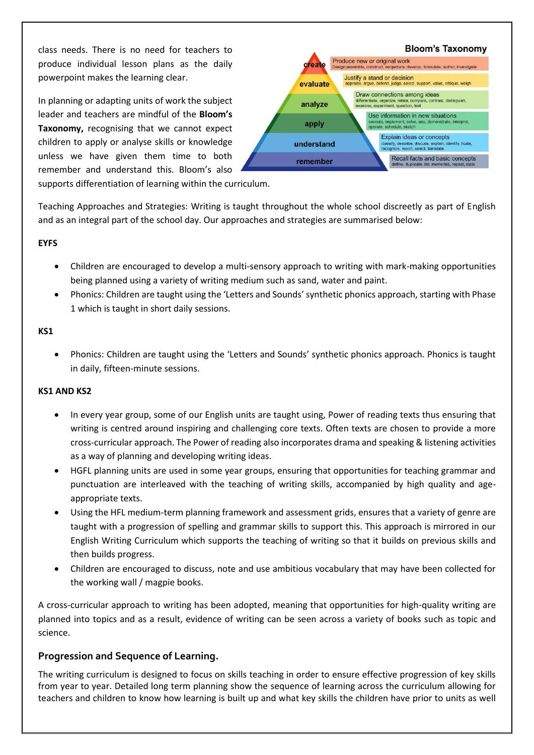class needs. There is no need for teachers to produce individual lesson plans as the daily powerpoint makes the learning clear.

In planning or adapting units of work the subject leader and teachers are mindful of the **Bloom's Taxonomy,** recognising that we cannot expect children to apply or analyse skills or knowledge unless we have given them time to both remember and understand this. Bloom's also supports differentiation of learning within the curriculum.

**Bloom's Taxonomy**

| Level | Description |
|---|---|
| create | Produce new or original work<br>Design, assemble, construct, conjecture, develop, formulate, author, investigate |
| evaluate | Justify a stand or decision<br>appraise, argue, defend, judge, select, support, value, critique, weigh |
| analyze | Draw connections among ideas<br>differentiate, organize, relate, compare, contrast, distinguish, examine, experiment, question, test |
| apply | Use information in new situations<br>execute, implement, solve, use, demonstrate, interpret, operate, schedule, sketch |
| understand | Explain ideas or concepts<br>classify, describe, discuss, explain, identify, locate, recognize, report, select, translate |
| remember | Recall facts and basic concepts<br>define, duplicate, list, memorize, repeat, state |

Teaching Approaches and Strategies: Writing is taught throughout the whole school discreetly as part of English and as an integral part of the school day. Our approaches and strategies are summarised below:

**EYFS**

- Children are encouraged to develop a multi-sensory approach to writing with mark-making opportunities being planned using a variety of writing medium such as sand, water and paint.
- Phonics: Children are taught using the 'Letters and Sounds' synthetic phonics approach, starting with Phase 1 which is taught in short daily sessions.

**KS1**

- Phonics: Children are taught using the 'Letters and Sounds' synthetic phonics approach. Phonics is taught in daily, fifteen-minute sessions.

**KS1 AND KS2**

- In every year group, some of our English units are taught using, Power of reading texts thus ensuring that writing is centred around inspiring and challenging core texts. Often texts are chosen to provide a more cross-curricular approach. The Power of reading also incorporates drama and speaking & listening activities as a way of planning and developing writing ideas.
- HGFL planning units are used in some year groups, ensuring that opportunities for teaching grammar and punctuation are interleaved with the teaching of writing skills, accompanied by high quality and age-appropriate texts.
- Using the HFL medium-term planning framework and assessment grids, ensures that a variety of genre are taught with a progression of spelling and grammar skills to support this. This approach is mirrored in our English Writing Curriculum which supports the teaching of writing so that it builds on previous skills and then builds progress.
- Children are encouraged to discuss, note and use ambitious vocabulary that may have been collected for the working wall / magpie books.

A cross-curricular approach to writing has been adopted, meaning that opportunities for high-quality writing are planned into topics and as a result, evidence of writing can be seen across a variety of books such as topic and science.

## Progression and Sequence of Learning.

The writing curriculum is designed to focus on skills teaching in order to ensure effective progression of key skills from year to year. Detailed long term planning show the sequence of learning across the curriculum allowing for teachers and children to know how learning is built up and what key skills the children have prior to units as well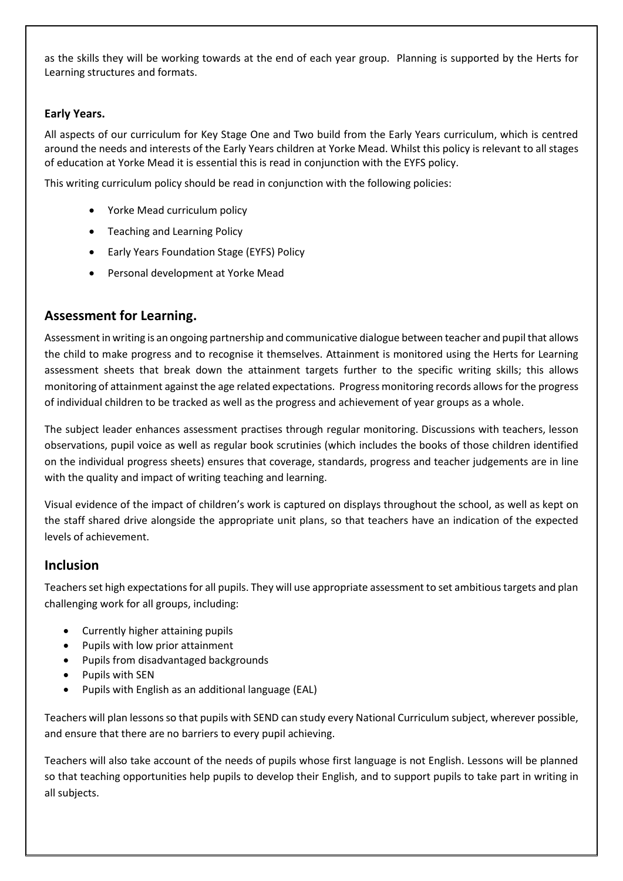as the skills they will be working towards at the end of each year group. Planning is supported by the Herts for Learning structures and formats.

**Early Years.**

All aspects of our curriculum for Key Stage One and Two build from the Early Years curriculum, which is centred around the needs and interests of the Early Years children at Yorke Mead. Whilst this policy is relevant to all stages of education at Yorke Mead it is essential this is read in conjunction with the EYFS policy.

This writing curriculum policy should be read in conjunction with the following policies:

- Yorke Mead curriculum policy
- Teaching and Learning Policy
- Early Years Foundation Stage (EYFS) Policy
- Personal development at Yorke Mead

## Assessment for Learning.

Assessment in writing is an ongoing partnership and communicative dialogue between teacher and pupil that allows the child to make progress and to recognise it themselves. Attainment is monitored using the Herts for Learning assessment sheets that break down the attainment targets further to the specific writing skills; this allows monitoring of attainment against the age related expectations. Progress monitoring records allows for the progress of individual children to be tracked as well as the progress and achievement of year groups as a whole.

The subject leader enhances assessment practises through regular monitoring. Discussions with teachers, lesson observations, pupil voice as well as regular book scrutinies (which includes the books of those children identified on the individual progress sheets) ensures that coverage, standards, progress and teacher judgements are in line with the quality and impact of writing teaching and learning.

Visual evidence of the impact of children's work is captured on displays throughout the school, as well as kept on the staff shared drive alongside the appropriate unit plans, so that teachers have an indication of the expected levels of achievement.

## Inclusion

Teachers set high expectations for all pupils. They will use appropriate assessment to set ambitious targets and plan challenging work for all groups, including:

- Currently higher attaining pupils
- Pupils with low prior attainment
- Pupils from disadvantaged backgrounds
- Pupils with SEN
- Pupils with English as an additional language (EAL)

Teachers will plan lessons so that pupils with SEND can study every National Curriculum subject, wherever possible, and ensure that there are no barriers to every pupil achieving.

Teachers will also take account of the needs of pupils whose first language is not English. Lessons will be planned so that teaching opportunities help pupils to develop their English, and to support pupils to take part in writing in all subjects.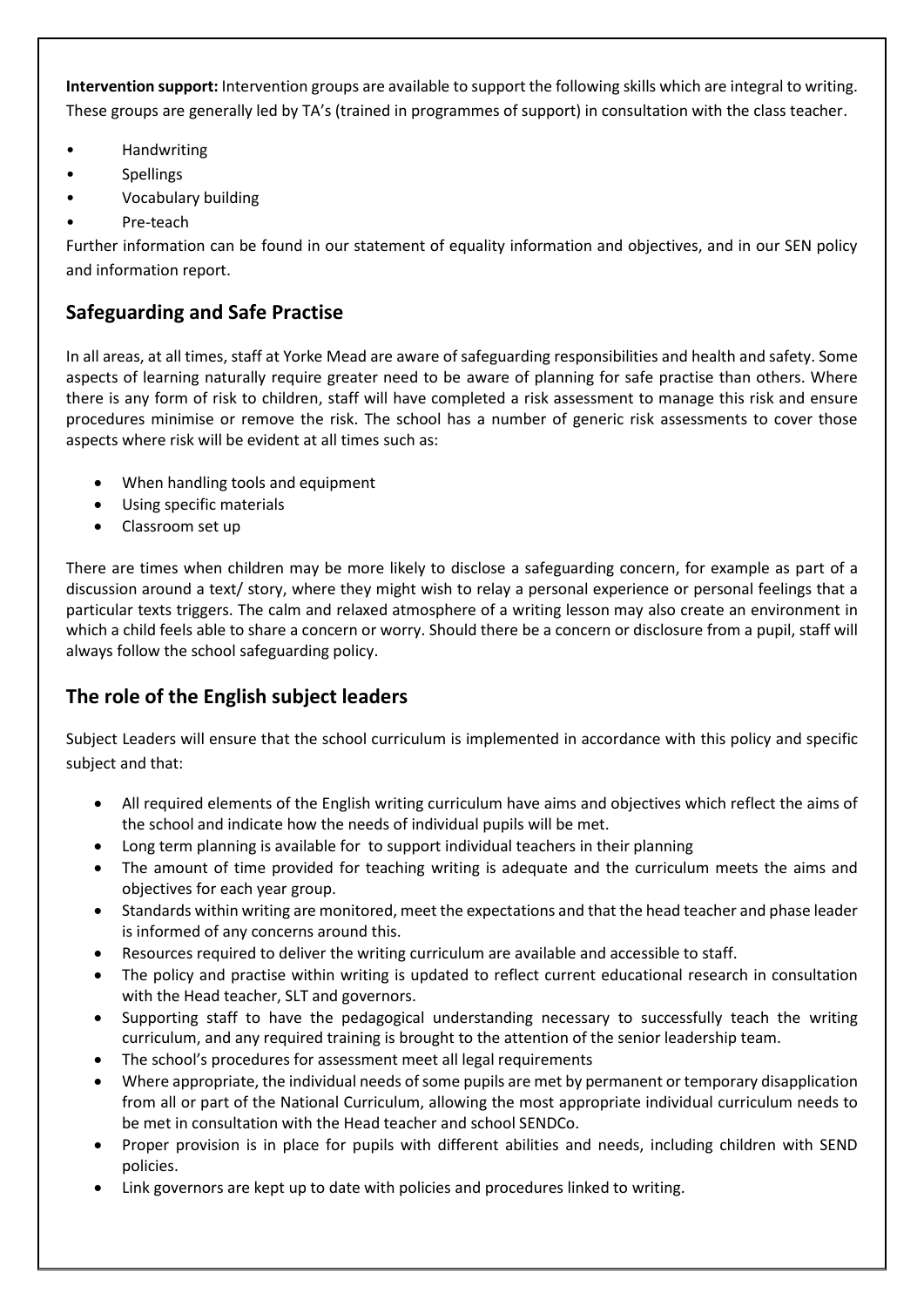**Intervention support:** Intervention groups are available to support the following skills which are integral to writing. These groups are generally led by TA's (trained in programmes of support) in consultation with the class teacher.

- Handwriting
- Spellings
- Vocabulary building
- Pre-teach

Further information can be found in our statement of equality information and objectives, and in our SEN policy and information report.

## Safeguarding and Safe Practise

In all areas, at all times, staff at Yorke Mead are aware of safeguarding responsibilities and health and safety. Some aspects of learning naturally require greater need to be aware of planning for safe practise than others. Where there is any form of risk to children, staff will have completed a risk assessment to manage this risk and ensure procedures minimise or remove the risk. The school has a number of generic risk assessments to cover those aspects where risk will be evident at all times such as:

- When handling tools and equipment
- Using specific materials
- Classroom set up

There are times when children may be more likely to disclose a safeguarding concern, for example as part of a discussion around a text/ story, where they might wish to relay a personal experience or personal feelings that a particular texts triggers. The calm and relaxed atmosphere of a writing lesson may also create an environment in which a child feels able to share a concern or worry. Should there be a concern or disclosure from a pupil, staff will always follow the school safeguarding policy.

## The role of the English subject leaders

Subject Leaders will ensure that the school curriculum is implemented in accordance with this policy and specific subject and that:

- All required elements of the English writing curriculum have aims and objectives which reflect the aims of the school and indicate how the needs of individual pupils will be met.
- Long term planning is available for  to support individual teachers in their planning
- The amount of time provided for teaching writing is adequate and the curriculum meets the aims and objectives for each year group.
- Standards within writing are monitored, meet the expectations and that the head teacher and phase leader is informed of any concerns around this.
- Resources required to deliver the writing curriculum are available and accessible to staff.
- The policy and practise within writing is updated to reflect current educational research in consultation with the Head teacher, SLT and governors.
- Supporting staff to have the pedagogical understanding necessary to successfully teach the writing curriculum, and any required training is brought to the attention of the senior leadership team.
- The school's procedures for assessment meet all legal requirements
- Where appropriate, the individual needs of some pupils are met by permanent or temporary disapplication from all or part of the National Curriculum, allowing the most appropriate individual curriculum needs to be met in consultation with the Head teacher and school SENDCo.
- Proper provision is in place for pupils with different abilities and needs, including children with SEND policies.
- Link governors are kept up to date with policies and procedures linked to writing.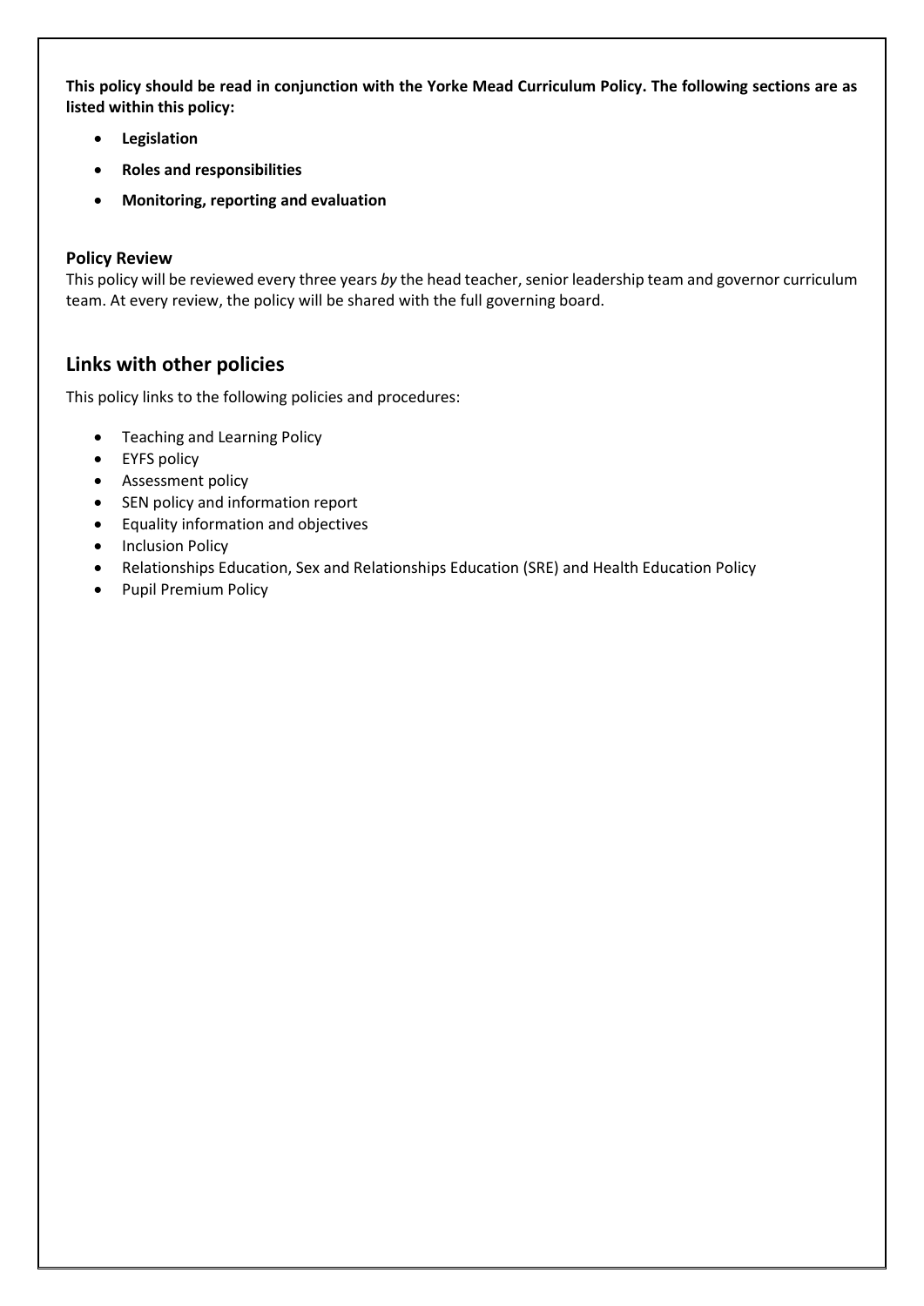**This policy should be read in conjunction with the Yorke Mead Curriculum Policy. The following sections are as listed within this policy:**

- **Legislation**
- **Roles and responsibilities**
- **Monitoring, reporting and evaluation**

### Policy Review

This policy will be reviewed every three years *by* the head teacher, senior leadership team and governor curriculum team. At every review, the policy will be shared with the full governing board.

## Links with other policies

This policy links to the following policies and procedures:

- Teaching and Learning Policy
- EYFS policy
- Assessment policy
- SEN policy and information report
- Equality information and objectives
- Inclusion Policy
- Relationships Education, Sex and Relationships Education (SRE) and Health Education Policy
- Pupil Premium Policy